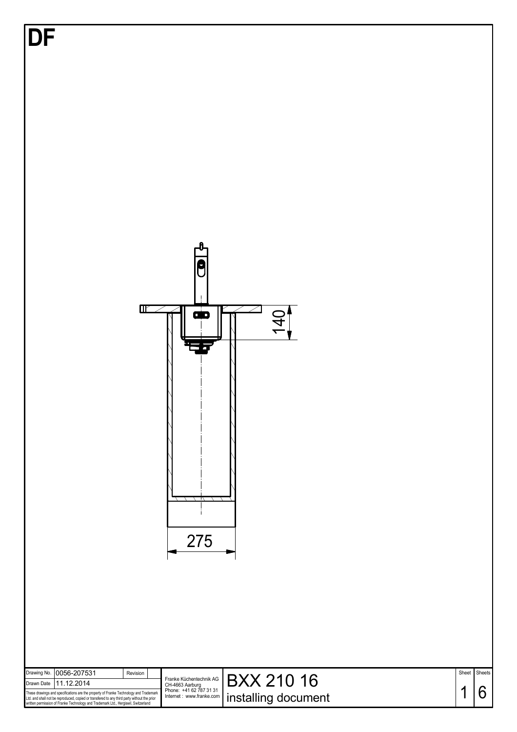# DF

140

275

| Drawing No. | 0056-207531 | Revision | |
|---|---|---|---|
| Drawn Date | 11.12.2014 | | |

These drawings and specifications are the property of Franke Technology and Trademark Ltd. and shall not be reproduced, copied or transfered to any third party without the prior written permission of Franke Technology and Trademark Ltd., Hergiswil, Switzerland

Franke Küchentechnik AG
CH-4663 Aarburg
Phone: +41 62 787 31 31
Internet : www.franke.com

BXX 210 16
installing document

| Sheet | Sheets |
|---|---|
| 1 | 6 |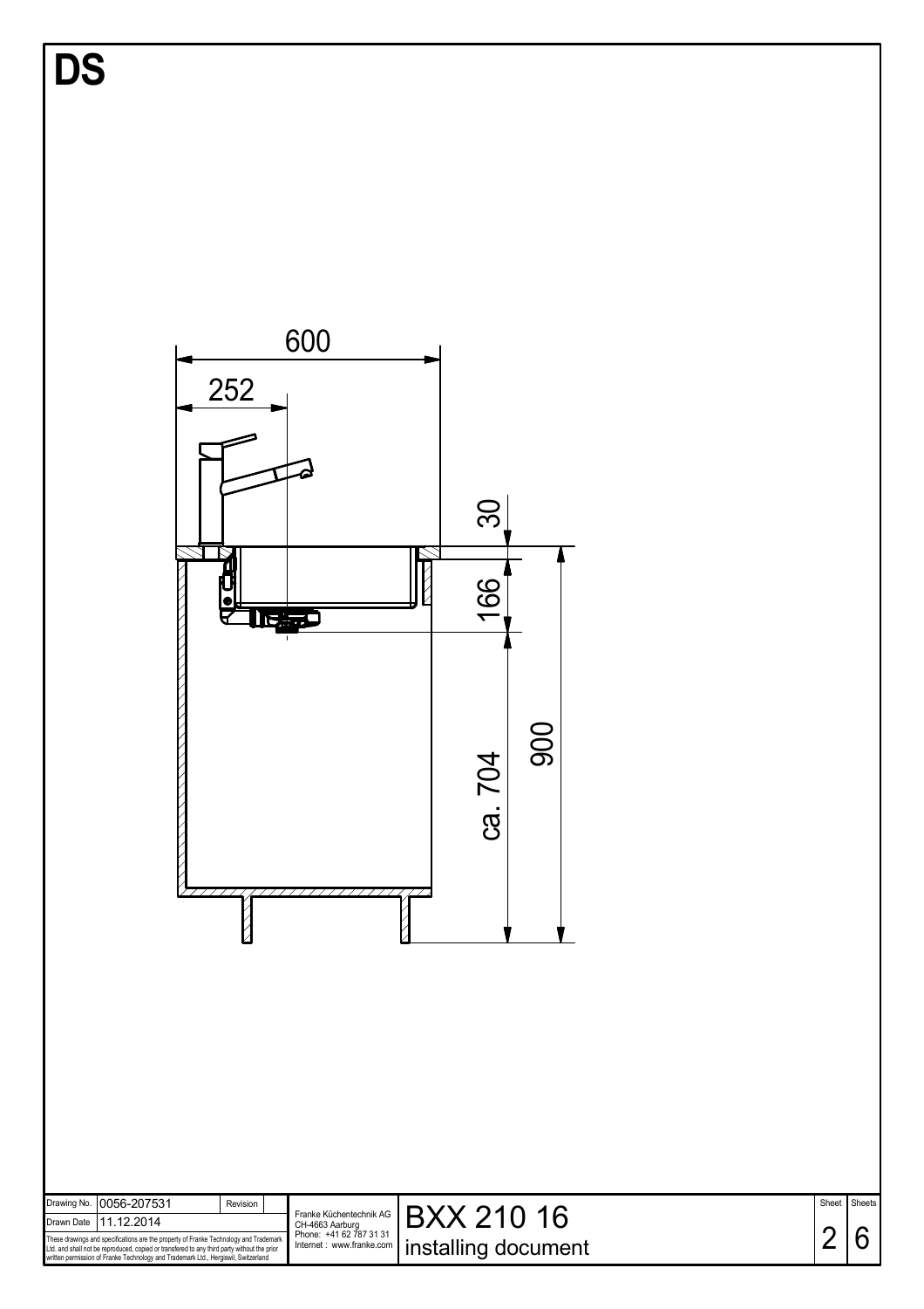# DS

600

252

30

166

900

ca. 704

| Drawing No. | 0056-207531 | Revision | |
|---|---|---|---|
| Drawn Date | 11.12.2014 | | |

These drawings and specifications are the property of Franke Technology and Trademark Ltd. and shall not be reproduced, copied or transfered to any third party without the prior written permission of Franke Technology and Trademark Ltd., Hergiswil, Switzerland

Franke Küchentechnik AG
CH-4663 Aarburg
Phone: +41 62 787 31 31
Internet : www.franke.com

BXX 210 16
installing document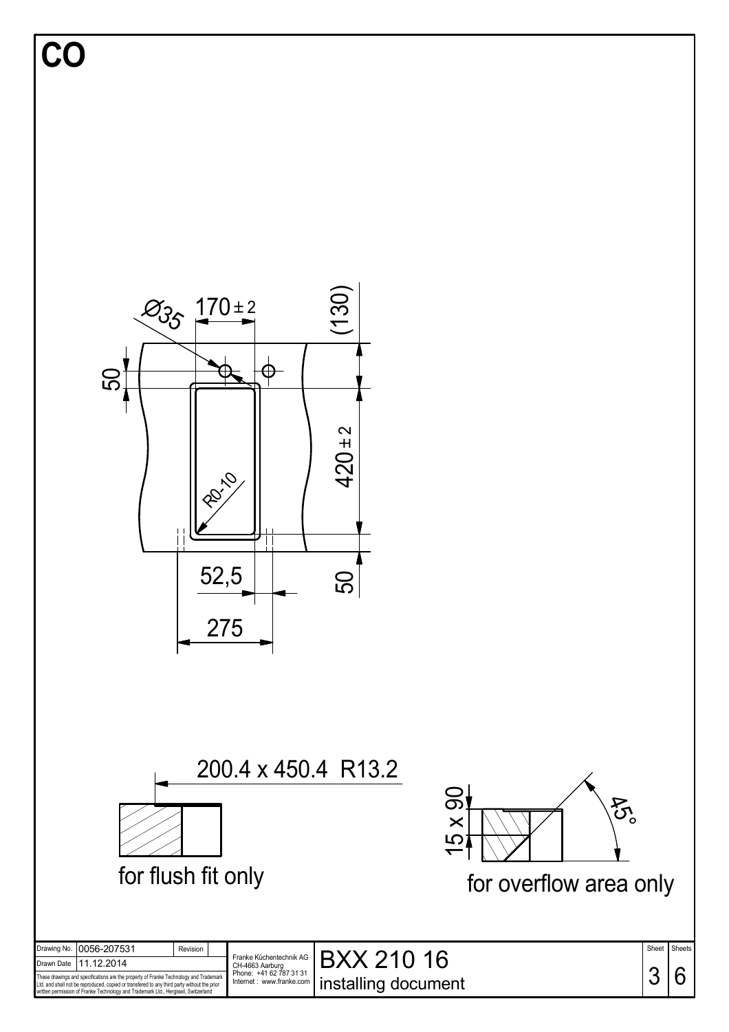# CO

Ø35

170 ± 2

(130)

50

420 ± 2

R0-10

52,5

275

50

200.4 x 450.4 R13.2

for flush fit only

15 x 90

45°

for overflow area only

| Drawing No. | 0056-207531 | Revision | |
|---|---|---|---|
| Drawn Date | 11.12.2014 | | |

These drawings and specifications are the property of Franke Technology and Trademark Ltd. and shall not be reproduced, copied or transferred to any third party without the prior written permission of Franke Technology and Trademark Ltd., Hergiswil, Switzerland

Franke Küchentechnik AG
CH-4663 Aarburg
Phone: +41 62 787 31 31
Internet : www.franke.com

**BXX 210 16**

installing document

Sheet 3 | Sheets 6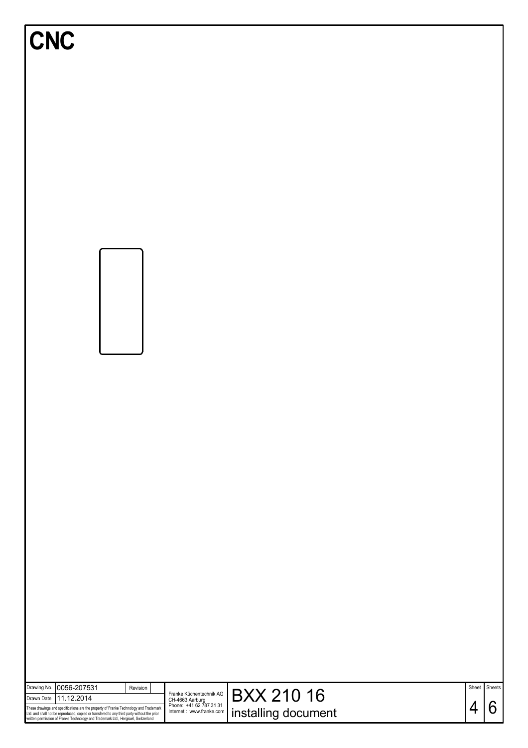# CNC

| Drawing No. | 0056-207531 | Revision | |
|---|---|---|---|
| Drawn Date | 11.12.2014 | | |

These drawings and specifications are the property of Franke Technology and Trademark Ltd. and shall not be reproduced, copied or transfered to any third party without the prior written permission of Franke Technology and Trademark Ltd., Hergiswil, Switzerland

Franke Küchentechnik AG
CH-4663 Aarburg
Phone: +41 62 787 31 31
Internet : www.franke.com

BXX 210 16
installing document

Sheet 4 | Sheets 6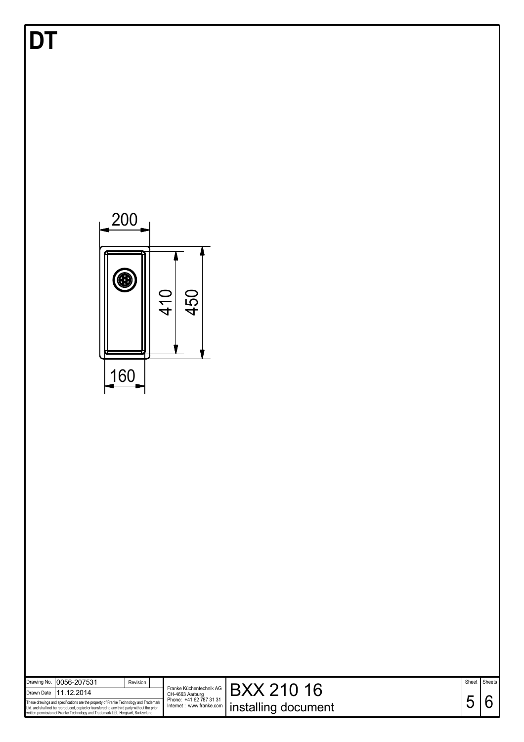# DT

200

410

450

160

| Drawing No. | 0056-207531 | Revision | |
|---|---|---|---|
| Drawn Date | 11.12.2014 | | |

These drawings and specifications are the property of Franke Technology and Trademark Ltd. and shall not be reproduced, copied or transfered to any third party without the prior written permission of Franke Technology and Trademark Ltd., Hergiswil, Switzerland

Franke Küchentechnik AG
CH-4663 Aarburg
Phone: +41 62 787 31 31
Internet : www.franke.com

BXX 210 16
installing document

Sheet 5 Sheets 6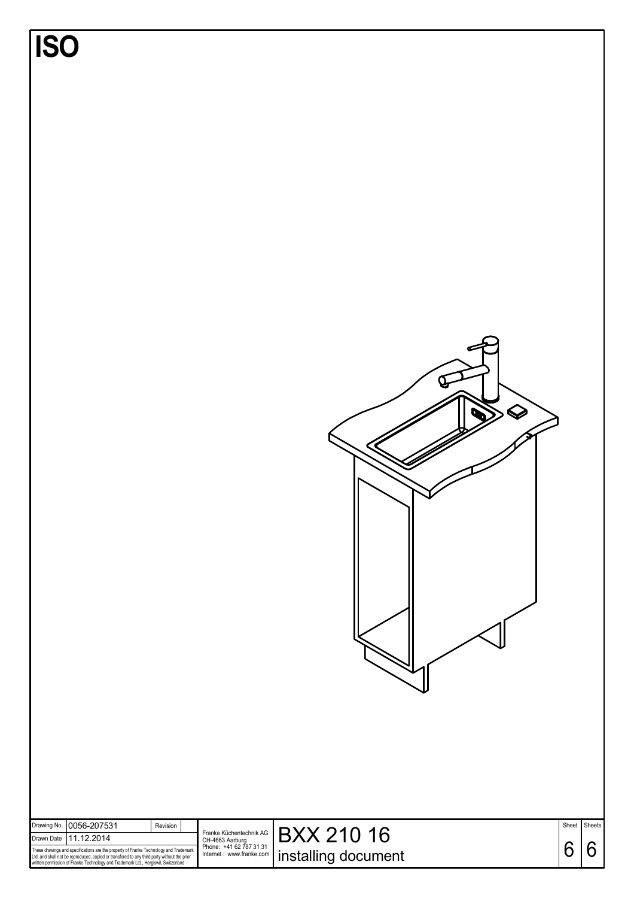# ISO

| | | | |
|---|---|---|---|
| Drawing No. | 0056-207531 | Revision | |
| Drawn Date | 11.12.2014 | | |

These drawings and specifications are the property of Franke Technology and Trademark Ltd. and shall not be reproduced, copied or transfered to any third party without the prior written permission of Franke Technology and Trademark Ltd., Hergiswil, Switzerland

Franke Küchentechnik AG
CH-4663 Aarburg
Phone: +41 62 787 31 31
Internet : www.franke.com

BXX 210 16
installing document

Sheet 6 Sheets 6